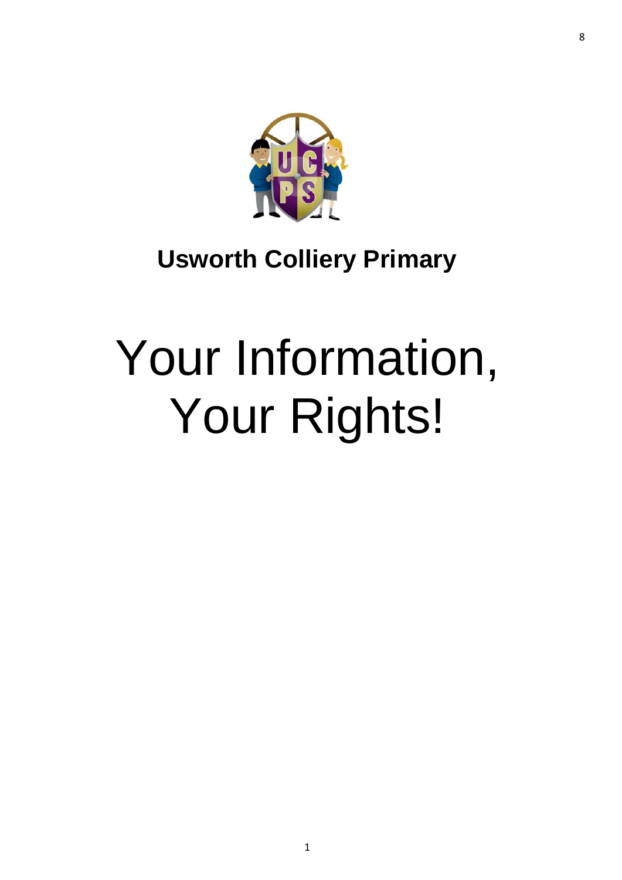**Usworth Colliery Primary**

# Your Information, Your Rights!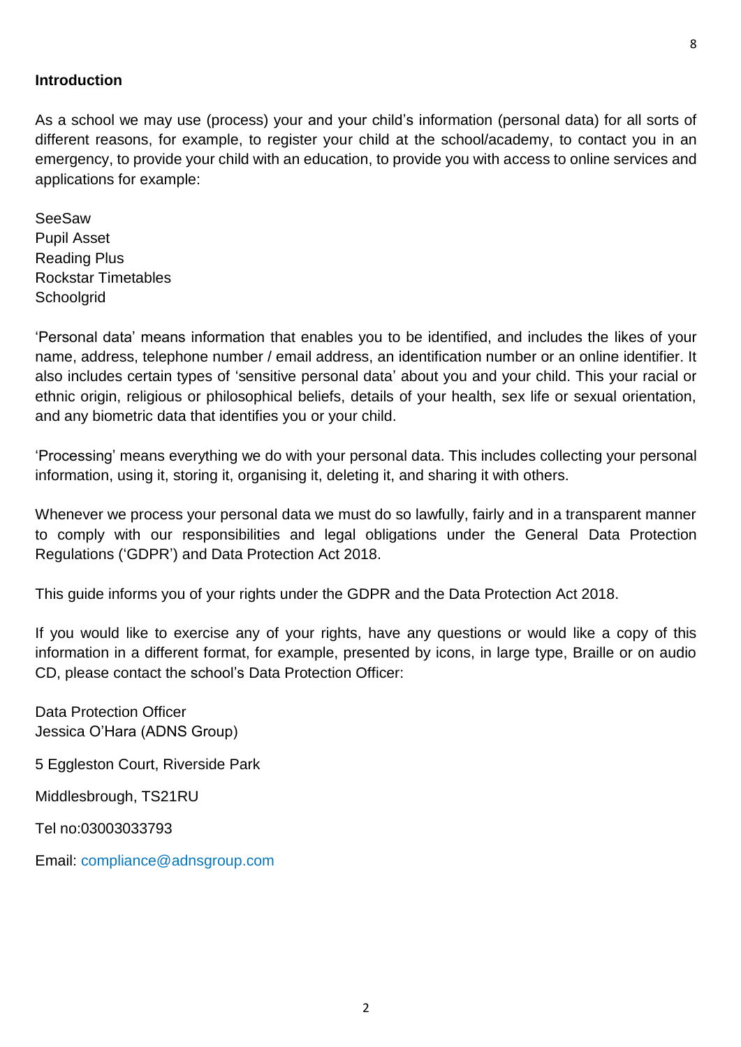## Introduction

As a school we may use (process) your and your child's information (personal data) for all sorts of different reasons, for example, to register your child at the school/academy, to contact you in an emergency, to provide your child with an education, to provide you with access to online services and applications for example:

SeeSaw  
Pupil Asset  
Reading Plus  
Rockstar Timetables  
Schoolgrid

'Personal data' means information that enables you to be identified, and includes the likes of your name, address, telephone number / email address, an identification number or an online identifier. It also includes certain types of 'sensitive personal data' about you and your child. This your racial or ethnic origin, religious or philosophical beliefs, details of your health, sex life or sexual orientation, and any biometric data that identifies you or your child.

'Processing' means everything we do with your personal data. This includes collecting your personal information, using it, storing it, organising it, deleting it, and sharing it with others.

Whenever we process your personal data we must do so lawfully, fairly and in a transparent manner to comply with our responsibilities and legal obligations under the General Data Protection Regulations ('GDPR') and Data Protection Act 2018.

This guide informs you of your rights under the GDPR and the Data Protection Act 2018.

If you would like to exercise any of your rights, have any questions or would like a copy of this information in a different format, for example, presented by icons, in large type, Braille or on audio CD, please contact the school's Data Protection Officer:

Data Protection Officer  
Jessica O'Hara (ADNS Group)

5 Eggleston Court, Riverside Park

Middlesbrough, TS21RU

Tel no:03003033793

Email: compliance@adnsgroup.com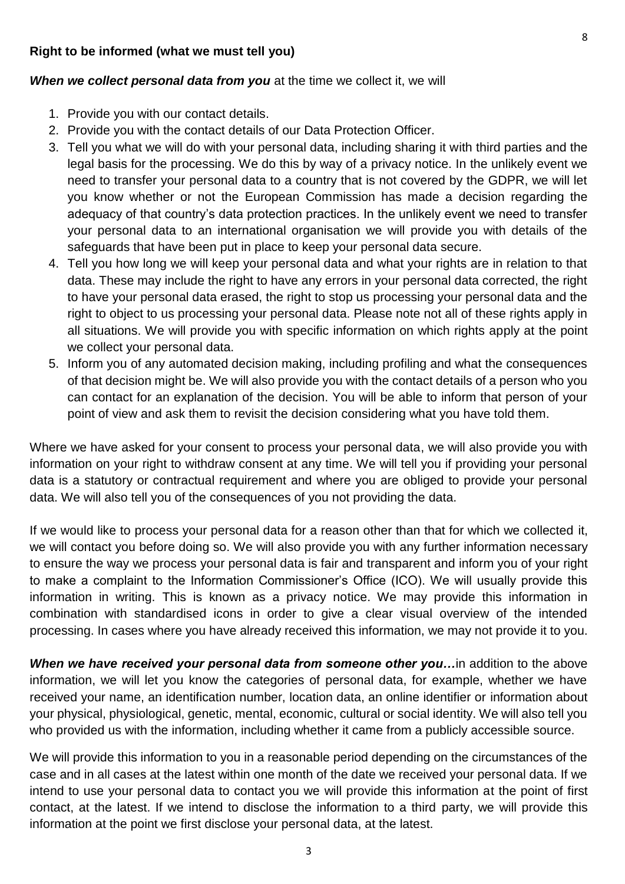**Right to be informed (what we must tell you)**

***When we collect personal data from you*** at the time we collect it, we will

1. Provide you with our contact details.
2. Provide you with the contact details of our Data Protection Officer.
3. Tell you what we will do with your personal data, including sharing it with third parties and the legal basis for the processing. We do this by way of a privacy notice. In the unlikely event we need to transfer your personal data to a country that is not covered by the GDPR, we will let you know whether or not the European Commission has made a decision regarding the adequacy of that country's data protection practices. In the unlikely event we need to transfer your personal data to an international organisation we will provide you with details of the safeguards that have been put in place to keep your personal data secure.
4. Tell you how long we will keep your personal data and what your rights are in relation to that data. These may include the right to have any errors in your personal data corrected, the right to have your personal data erased, the right to stop us processing your personal data and the right to object to us processing your personal data. Please note not all of these rights apply in all situations. We will provide you with specific information on which rights apply at the point we collect your personal data.
5. Inform you of any automated decision making, including profiling and what the consequences of that decision might be. We will also provide you with the contact details of a person who you can contact for an explanation of the decision. You will be able to inform that person of your point of view and ask them to revisit the decision considering what you have told them.

Where we have asked for your consent to process your personal data, we will also provide you with information on your right to withdraw consent at any time. We will tell you if providing your personal data is a statutory or contractual requirement and where you are obliged to provide your personal data. We will also tell you of the consequences of you not providing the data.

If we would like to process your personal data for a reason other than that for which we collected it, we will contact you before doing so. We will also provide you with any further information necessary to ensure the way we process your personal data is fair and transparent and inform you of your right to make a complaint to the Information Commissioner's Office (ICO). We will usually provide this information in writing. This is known as a privacy notice. We may provide this information in combination with standardised icons in order to give a clear visual overview of the intended processing. In cases where you have already received this information, we may not provide it to you.

***When we have received your personal data from someone other you…***in addition to the above information, we will let you know the categories of personal data, for example, whether we have received your name, an identification number, location data, an online identifier or information about your physical, physiological, genetic, mental, economic, cultural or social identity. We will also tell you who provided us with the information, including whether it came from a publicly accessible source.

We will provide this information to you in a reasonable period depending on the circumstances of the case and in all cases at the latest within one month of the date we received your personal data. If we intend to use your personal data to contact you we will provide this information at the point of first contact, at the latest. If we intend to disclose the information to a third party, we will provide this information at the point we first disclose your personal data, at the latest.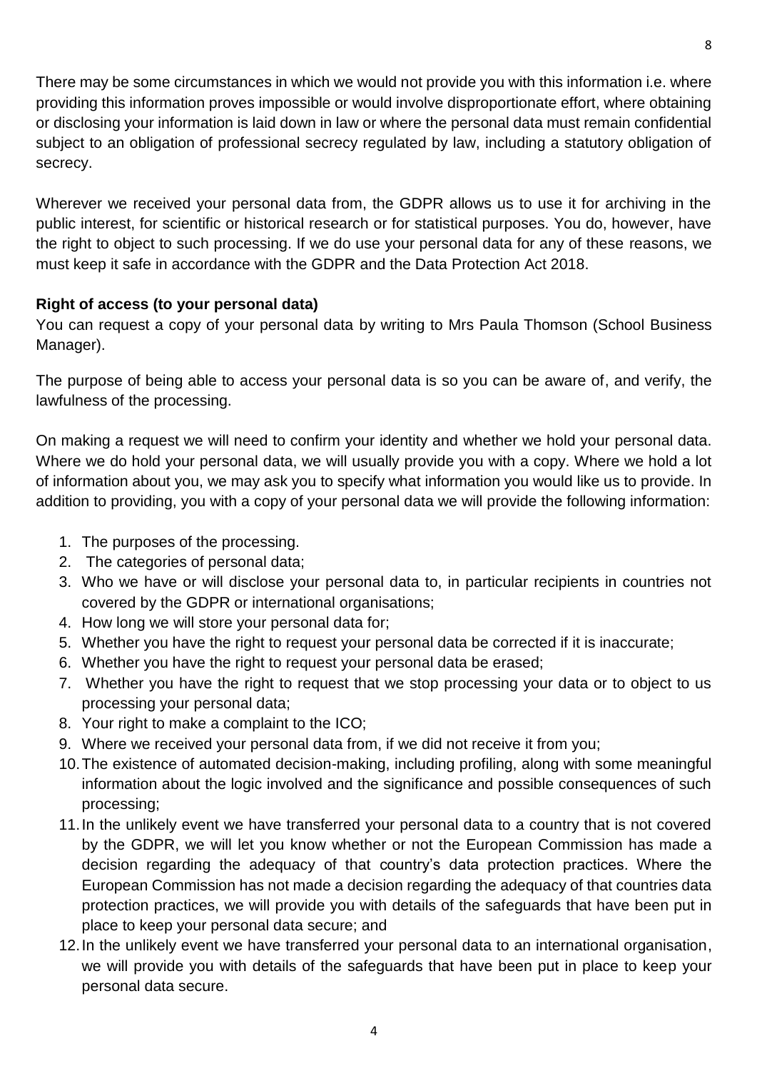There may be some circumstances in which we would not provide you with this information i.e. where providing this information proves impossible or would involve disproportionate effort, where obtaining or disclosing your information is laid down in law or where the personal data must remain confidential subject to an obligation of professional secrecy regulated by law, including a statutory obligation of secrecy.

Wherever we received your personal data from, the GDPR allows us to use it for archiving in the public interest, for scientific or historical research or for statistical purposes. You do, however, have the right to object to such processing. If we do use your personal data for any of these reasons, we must keep it safe in accordance with the GDPR and the Data Protection Act 2018.

**Right of access (to your personal data)**

You can request a copy of your personal data by writing to Mrs Paula Thomson (School Business Manager).

The purpose of being able to access your personal data is so you can be aware of, and verify, the lawfulness of the processing.

On making a request we will need to confirm your identity and whether we hold your personal data. Where we do hold your personal data, we will usually provide you with a copy. Where we hold a lot of information about you, we may ask you to specify what information you would like us to provide. In addition to providing, you with a copy of your personal data we will provide the following information:

1. The purposes of the processing.
2. The categories of personal data;
3. Who we have or will disclose your personal data to, in particular recipients in countries not covered by the GDPR or international organisations;
4. How long we will store your personal data for;
5. Whether you have the right to request your personal data be corrected if it is inaccurate;
6. Whether you have the right to request your personal data be erased;
7. Whether you have the right to request that we stop processing your data or to object to us processing your personal data;
8. Your right to make a complaint to the ICO;
9. Where we received your personal data from, if we did not receive it from you;
10. The existence of automated decision-making, including profiling, along with some meaningful information about the logic involved and the significance and possible consequences of such processing;
11. In the unlikely event we have transferred your personal data to a country that is not covered by the GDPR, we will let you know whether or not the European Commission has made a decision regarding the adequacy of that country's data protection practices. Where the European Commission has not made a decision regarding the adequacy of that countries data protection practices, we will provide you with details of the safeguards that have been put in place to keep your personal data secure; and
12. In the unlikely event we have transferred your personal data to an international organisation, we will provide you with details of the safeguards that have been put in place to keep your personal data secure.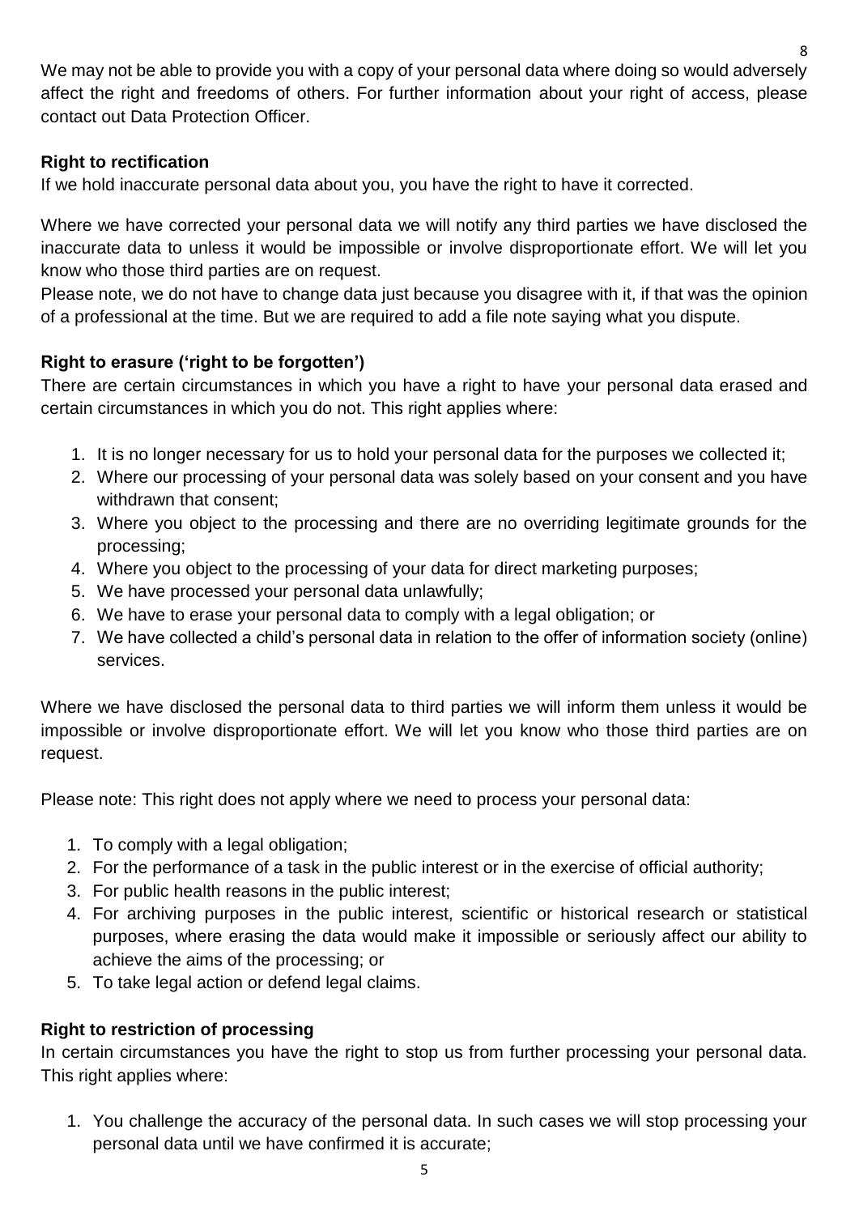We may not be able to provide you with a copy of your personal data where doing so would adversely affect the right and freedoms of others. For further information about your right of access, please contact out Data Protection Officer.

**Right to rectification**

If we hold inaccurate personal data about you, you have the right to have it corrected.

Where we have corrected your personal data we will notify any third parties we have disclosed the inaccurate data to unless it would be impossible or involve disproportionate effort. We will let you know who those third parties are on request.

Please note, we do not have to change data just because you disagree with it, if that was the opinion of a professional at the time. But we are required to add a file note saying what you dispute.

**Right to erasure ('right to be forgotten')**

There are certain circumstances in which you have a right to have your personal data erased and certain circumstances in which you do not. This right applies where:

1. It is no longer necessary for us to hold your personal data for the purposes we collected it;
2. Where our processing of your personal data was solely based on your consent and you have withdrawn that consent;
3. Where you object to the processing and there are no overriding legitimate grounds for the processing;
4. Where you object to the processing of your data for direct marketing purposes;
5. We have processed your personal data unlawfully;
6. We have to erase your personal data to comply with a legal obligation; or
7. We have collected a child's personal data in relation to the offer of information society (online) services.

Where we have disclosed the personal data to third parties we will inform them unless it would be impossible or involve disproportionate effort. We will let you know who those third parties are on request.

Please note: This right does not apply where we need to process your personal data:

1. To comply with a legal obligation;
2. For the performance of a task in the public interest or in the exercise of official authority;
3. For public health reasons in the public interest;
4. For archiving purposes in the public interest, scientific or historical research or statistical purposes, where erasing the data would make it impossible or seriously affect our ability to achieve the aims of the processing; or
5. To take legal action or defend legal claims.

**Right to restriction of processing**

In certain circumstances you have the right to stop us from further processing your personal data. This right applies where:

1. You challenge the accuracy of the personal data. In such cases we will stop processing your personal data until we have confirmed it is accurate;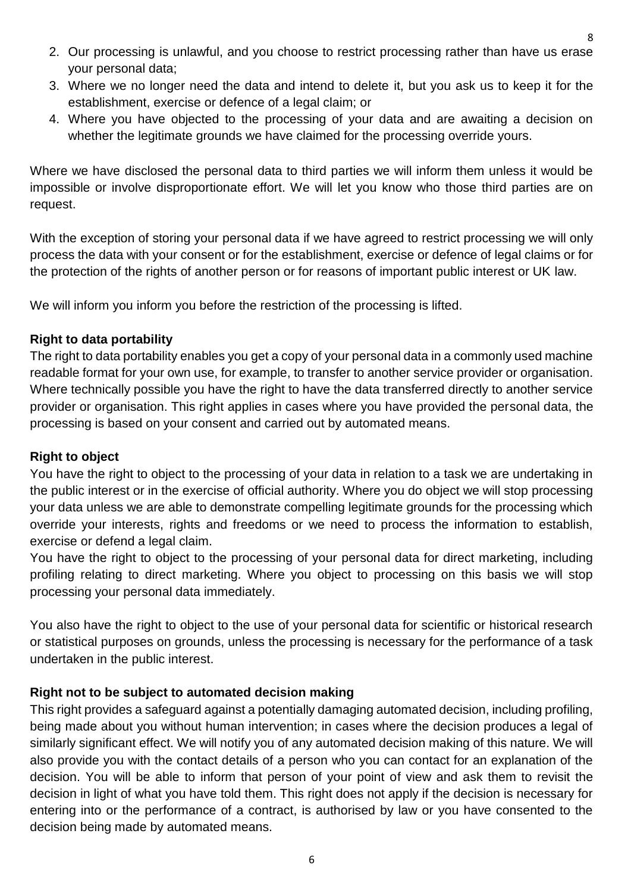2. Our processing is unlawful, and you choose to restrict processing rather than have us erase your personal data;
3. Where we no longer need the data and intend to delete it, but you ask us to keep it for the establishment, exercise or defence of a legal claim; or
4. Where you have objected to the processing of your data and are awaiting a decision on whether the legitimate grounds we have claimed for the processing override yours.

Where we have disclosed the personal data to third parties we will inform them unless it would be impossible or involve disproportionate effort. We will let you know who those third parties are on request.

With the exception of storing your personal data if we have agreed to restrict processing we will only process the data with your consent or for the establishment, exercise or defence of legal claims or for the protection of the rights of another person or for reasons of important public interest or UK law.

We will inform you inform you before the restriction of the processing is lifted.

**Right to data portability**

The right to data portability enables you get a copy of your personal data in a commonly used machine readable format for your own use, for example, to transfer to another service provider or organisation. Where technically possible you have the right to have the data transferred directly to another service provider or organisation. This right applies in cases where you have provided the personal data, the processing is based on your consent and carried out by automated means.

**Right to object**

You have the right to object to the processing of your data in relation to a task we are undertaking in the public interest or in the exercise of official authority. Where you do object we will stop processing your data unless we are able to demonstrate compelling legitimate grounds for the processing which override your interests, rights and freedoms or we need to process the information to establish, exercise or defend a legal claim.

You have the right to object to the processing of your personal data for direct marketing, including profiling relating to direct marketing. Where you object to processing on this basis we will stop processing your personal data immediately.

You also have the right to object to the use of your personal data for scientific or historical research or statistical purposes on grounds, unless the processing is necessary for the performance of a task undertaken in the public interest.

**Right not to be subject to automated decision making**

This right provides a safeguard against a potentially damaging automated decision, including profiling, being made about you without human intervention; in cases where the decision produces a legal of similarly significant effect. We will notify you of any automated decision making of this nature. We will also provide you with the contact details of a person who you can contact for an explanation of the decision. You will be able to inform that person of your point of view and ask them to revisit the decision in light of what you have told them. This right does not apply if the decision is necessary for entering into or the performance of a contract, is authorised by law or you have consented to the decision being made by automated means.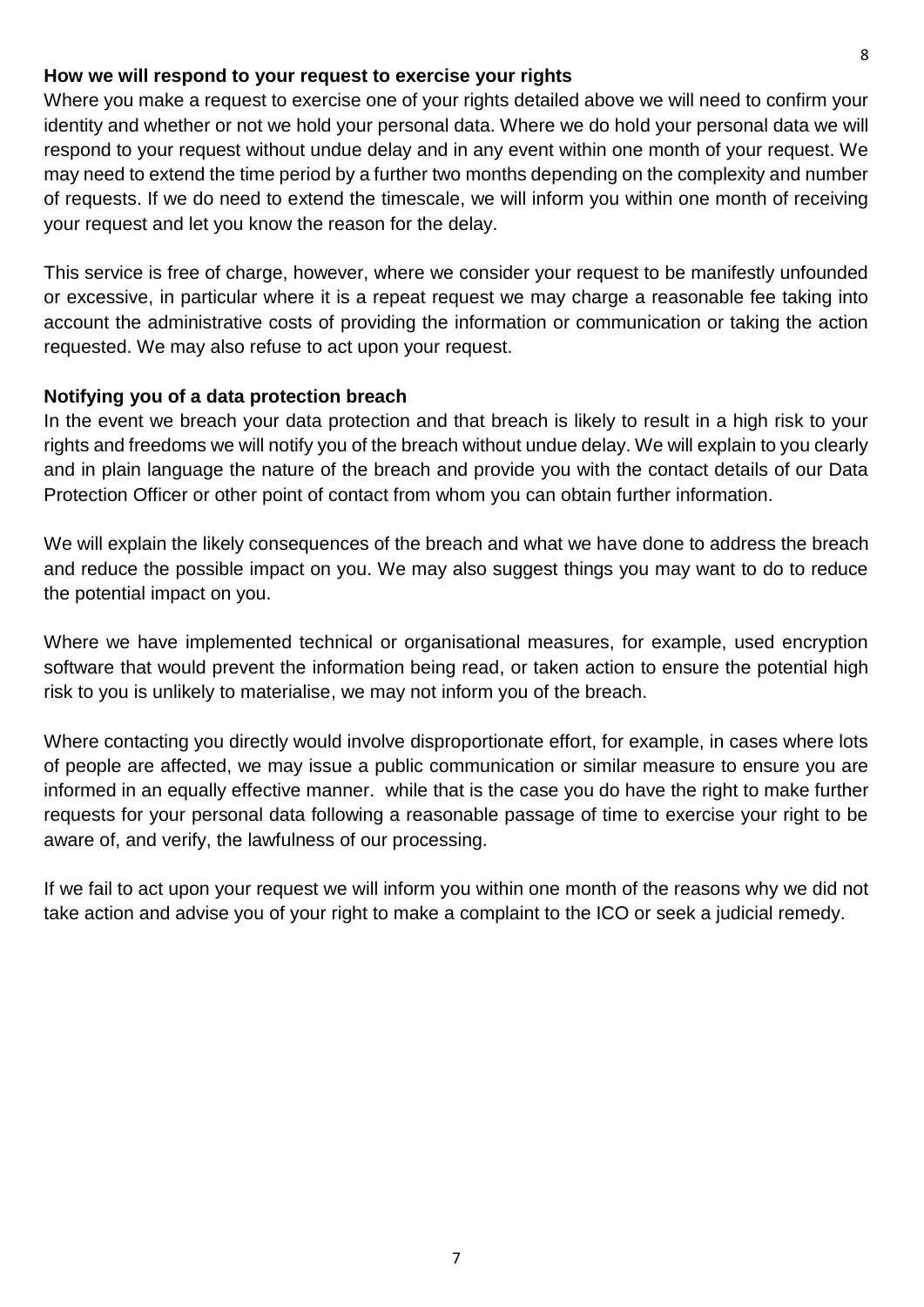### How we will respond to your request to exercise your rights

Where you make a request to exercise one of your rights detailed above we will need to confirm your identity and whether or not we hold your personal data. Where we do hold your personal data we will respond to your request without undue delay and in any event within one month of your request. We may need to extend the time period by a further two months depending on the complexity and number of requests. If we do need to extend the timescale, we will inform you within one month of receiving your request and let you know the reason for the delay.

This service is free of charge, however, where we consider your request to be manifestly unfounded or excessive, in particular where it is a repeat request we may charge a reasonable fee taking into account the administrative costs of providing the information or communication or taking the action requested. We may also refuse to act upon your request.

### Notifying you of a data protection breach

In the event we breach your data protection and that breach is likely to result in a high risk to your rights and freedoms we will notify you of the breach without undue delay. We will explain to you clearly and in plain language the nature of the breach and provide you with the contact details of our Data Protection Officer or other point of contact from whom you can obtain further information.

We will explain the likely consequences of the breach and what we have done to address the breach and reduce the possible impact on you. We may also suggest things you may want to do to reduce the potential impact on you.

Where we have implemented technical or organisational measures, for example, used encryption software that would prevent the information being read, or taken action to ensure the potential high risk to you is unlikely to materialise, we may not inform you of the breach.

Where contacting you directly would involve disproportionate effort, for example, in cases where lots of people are affected, we may issue a public communication or similar measure to ensure you are informed in an equally effective manner.  while that is the case you do have the right to make further requests for your personal data following a reasonable passage of time to exercise your right to be aware of, and verify, the lawfulness of our processing.

If we fail to act upon your request we will inform you within one month of the reasons why we did not take action and advise you of your right to make a complaint to the ICO or seek a judicial remedy.